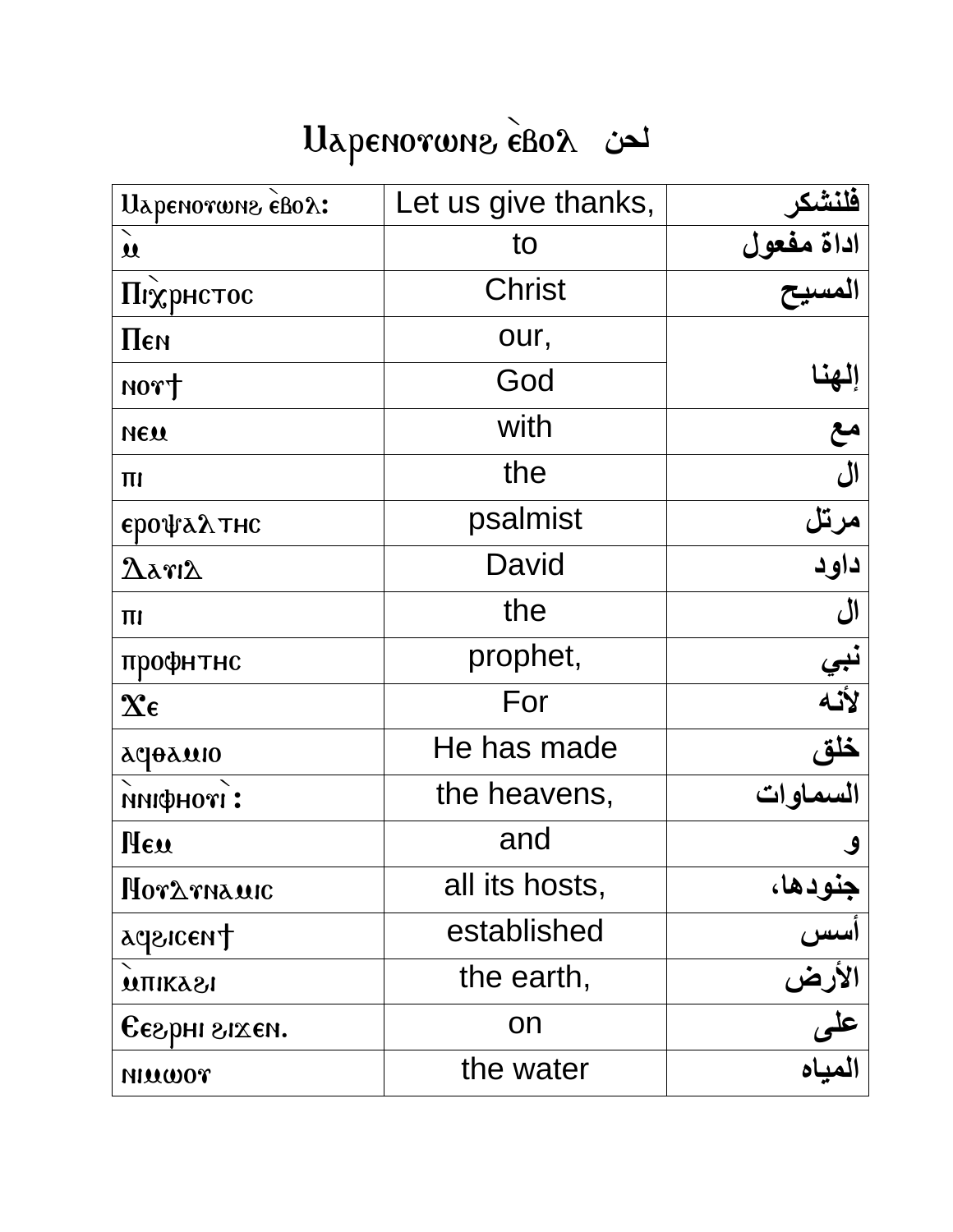# Ⲙⲁⲣⲉⲛⲟⲩⲱⲛϩ ⲉ̀ⲃⲟⲗ لحن

| Ⲙⲁⲣⲉⲛⲟⲩⲱⲛϩ ⲉ̀ⲃⲟⲗ: | Let us give thanks, | فلنشكر |
|---|---|---|
| ⲙ̀ | to | اداة مفعول |
| Ⲡⲓⲭ̀ⲣⲏⲥⲧⲟⲥ | Christ | المسيح |
| Ⲡⲉⲛ | our, | إلهنا |
| ⲛⲟⲩϯ | God | |
| ⲛⲉⲙ | with | مع |
| ⲡⲓ | the | ال |
| ⲉⲣⲟⲯⲁⲗⲧⲏⲥ | psalmist | مرتل |
| Ⲇⲁⲩⲓⲇ | David | داود |
| ⲡⲓ | the | ال |
| ⲡⲣⲟⲫⲏⲧⲏⲥ | prophet, | نبي |
| Ϫⲉ | For | لأنه |
| ⲁϥⲑⲁⲙⲓⲟ | He has made | خلق |
| ⲛ̀ⲛⲓⲫⲏⲟⲩ̀ⲓ: | the heavens, | السماوات |
| Ⲛⲉⲙ | and | و |
| Ⲛⲟⲩⲇⲩⲛⲁⲙⲓⲥ | all its hosts, | جنودها، |
| ⲁϥϩⲓⲥⲉⲛϯ | established | أسس |
| ⲙ̀ⲡⲓⲕⲁϩⲓ | the earth, | الأرض |
| Ⲉϩⲣⲏⲓ ϩⲓϫⲉⲛ. | on | على |
| ⲛⲓⲙⲱⲟⲩ | the water | المياه |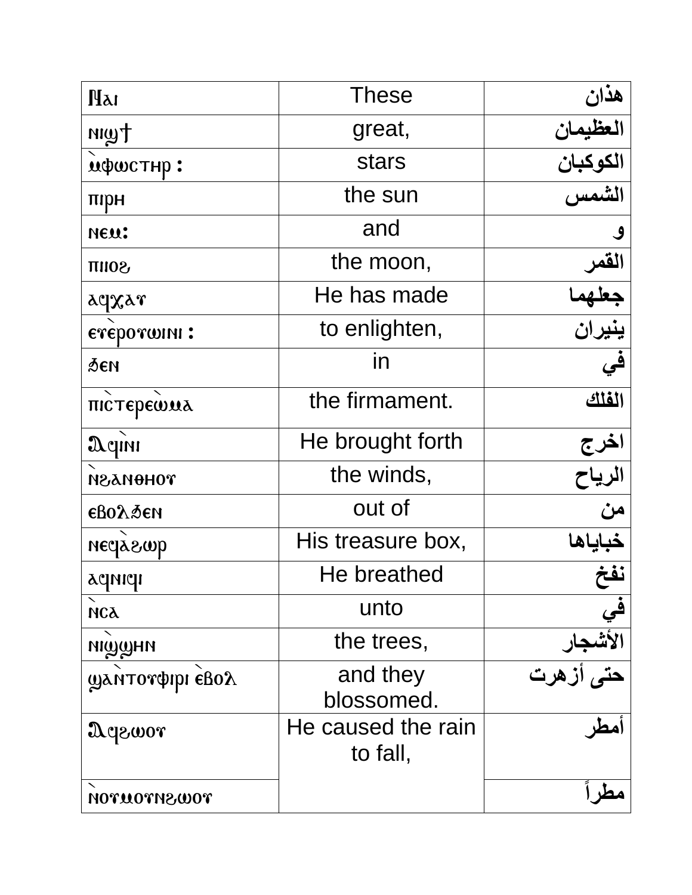| Ⲛⲁⲓ | These | هذان |
|---|---|---|
| ⲛⲓϣϯ | great, | العظيمان |
| ⲙ̀ⲫⲱⲥⲧⲏⲣ : | stars | الكوكبان |
| ⲡⲓⲣⲏ | the sun | الشمس |
| ⲛⲉⲙ: | and | و |
| ⲡⲓⲓⲟϩ | the moon, | القمر |
| ⲁϥⲭⲁⲩ | He has made | جعلهما |
| ⲉⲩⲉ̀ⲣⲟⲩⲱⲓⲛⲓ : | to enlighten, | ينيران |
| ϧⲉⲛ | in | في |
| ⲡⲓⲥ̀ⲧⲉⲣⲉⲱ̀ⲙⲁ | the firmament. | الفلك |
| Ⲁϥⲓⲛⲓ̀ | He brought forth | اخرج |
| ⲛ̀ϩⲁⲛⲑⲏⲟⲩ | the winds, | الرياح |
| ⲉⲃⲟⲗϧⲉⲛ | out of | من |
| ⲛⲉϥⲁ̀ϩⲱⲣ | His treasure box, | خباياها |
| ⲁϥⲛⲓϥⲓ | He breathed | نفخ |
| ⲛ̀ⲥⲁ | unto | في |
| ⲛⲓϣ̀ϣⲏⲛ | the trees, | الأشجار |
| ϣⲁⲛ̀ⲧⲟⲩⲫⲓⲣⲓ ⲉ̀ⲃⲟⲗ | and they blossomed. | حتى أزهرت |
| Ⲁϥϩⲱⲟⲩ | He caused the rain to fall, | أمطر |
| ⲛ̀ⲟⲩⲙⲟⲩⲛϩⲱⲟⲩ | | مطراً |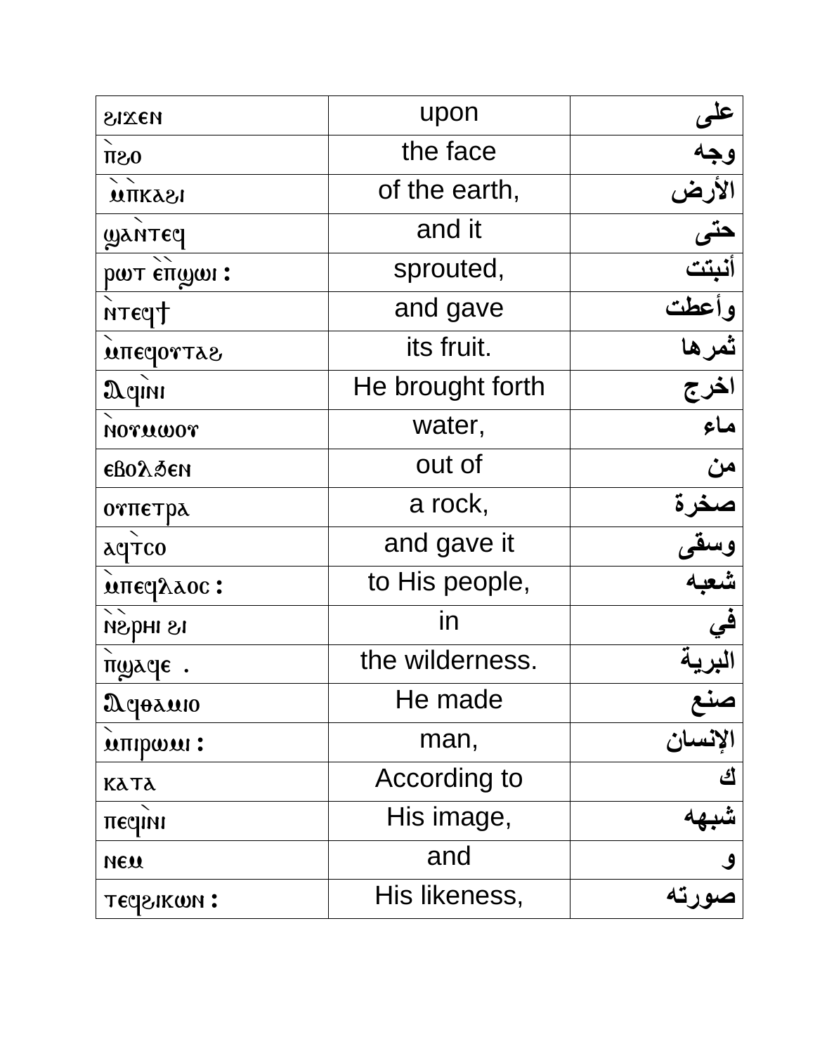| ϩⲓϫⲉⲛ | upon | على |
|---|---|---|
| ⲡ̀ϩⲟ | the face | وجه |
| ⲙ̀ⲡ̀ⲕⲁϩⲓ | of the earth, | الأرض |
| ϣⲁⲛ̀ⲧⲉϥ | and it | حتى |
| ⲣⲱⲧ ⲉ̀ⲡ̀ϣⲱⲓ : | sprouted, | أنبتت |
| ⲛ̀ⲧⲉϥϯ | and gave | وأعطت |
| ⲙ̀ⲡⲉϥⲟⲩⲧⲁϩ | its fruit. | ثمرها |
| Ⲁϥⲓ̀ⲛⲓ | He brought forth | اخرج |
| ⲛ̀ⲟⲩⲙⲱⲟⲩ | water, | ماء |
| ⲉⲃⲟⲗϧⲉⲛ | out of | من |
| ⲟⲩⲡⲉⲧⲣⲁ | a rock, | صخرة |
| ⲁϥ̀ⲧⲥⲟ | and gave it | وسقى |
| ⲙ̀ⲡⲉϥⲗⲁⲟⲥ : | to His people, | شعبه |
| ⲛ̀ϩ̀ⲣⲏⲓ ϩⲓ | in | في |
| ⲡ̀ϣⲁϥⲉ . | the wilderness. | البرية |
| Ⲁϥⲑⲁⲙⲓⲟ | He made | صنع |
| ⲙ̀ⲡⲓⲣⲱⲙⲓ : | man, | الإنسان |
| ⲕⲁⲧⲁ | According to | ك |
| ⲡⲉϥⲓ̀ⲛⲓ | His image, | شبهه |
| ⲛⲉⲙ | and | و |
| ⲧⲉϥϩⲓⲕⲱⲛ : | His likeness, | صورته |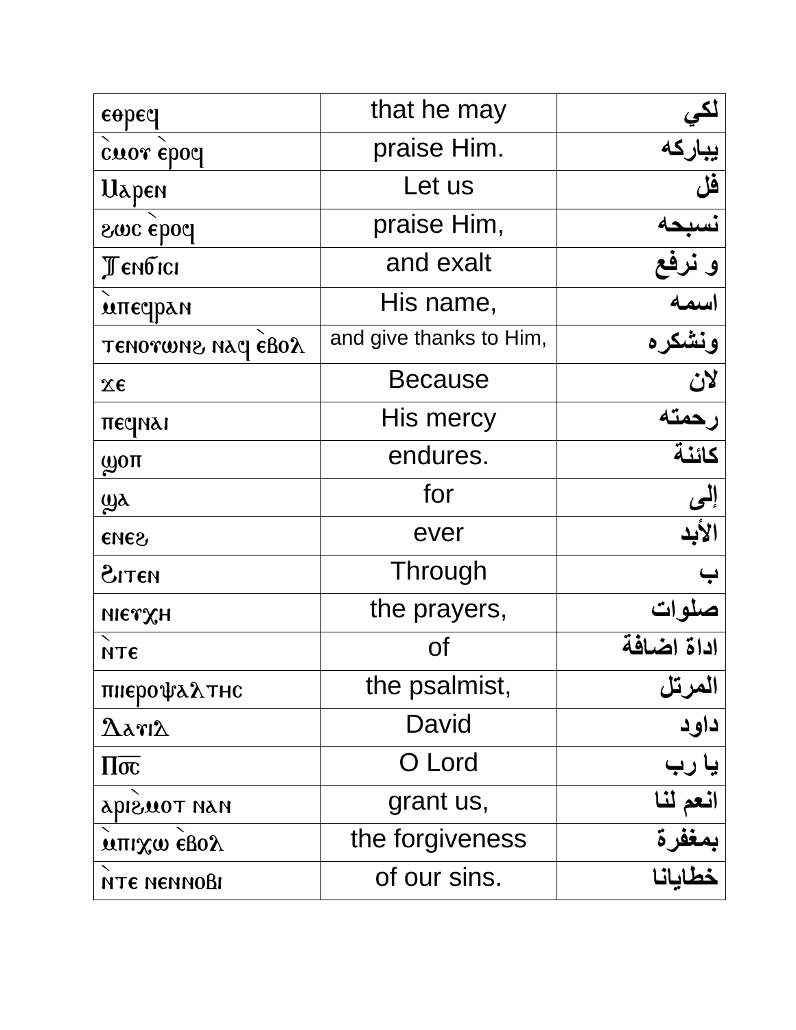| ⲉⲑⲣⲉϥ | that he may | لكي |
|---|---|---|
| ⲥ̀ⲙⲟⲩ ⲉ̀ⲣⲟϥ | praise Him. | يباركه |
| Ⲙⲁⲣⲉⲛ | Let us | فل |
| ϩⲱⲥ ⲉ̀ⲣⲟϥ | praise Him, | نسبحه |
| Ⲧⲉⲛϭⲓⲥⲓ | and exalt | و نرفع |
| ⲙ̀ⲡⲉϥⲣⲁⲛ | His name, | اسمه |
| ⲧⲉⲛⲟⲩⲱⲛϩ ⲛⲁϥ ⲉ̀ⲃⲟⲗ | and give thanks to Him, | ونشكره |
| ϫⲉ | Because | لان |
| ⲡⲉϥⲛⲁⲓ | His mercy | رحمته |
| ϣⲟⲡ | endures. | كائنة |
| ϣⲁ | for | إلى |
| ⲉⲛⲉϩ | ever | الأبد |
| Ϩⲓⲧⲉⲛ | Through | ب |
| ⲛⲓⲉⲩⲭⲏ | the prayers, | صلوات |
| ⲛ̀ⲧⲉ | of | اداة اضافة |
| ⲡⲓⲓⲉⲣⲟⲯⲁⲗⲧⲏⲥ | the psalmist, | المرتل |
| Ⲇⲁⲩⲓⲇ | David | داود |
| Ⲡⲟ̅ⲥ̅ | O Lord | يا رب |
| ⲁⲣⲓϩ̀ⲙⲟⲧ ⲛⲁⲛ | grant us, | انعم لنا |
| ⲙ̀ⲡⲓⲭⲱ ⲉ̀ⲃⲟⲗ | the forgiveness | بمغفرة |
| ⲛ̀ⲧⲉ ⲛⲉⲛⲛⲟⲃⲓ | of our sins. | خطايانا |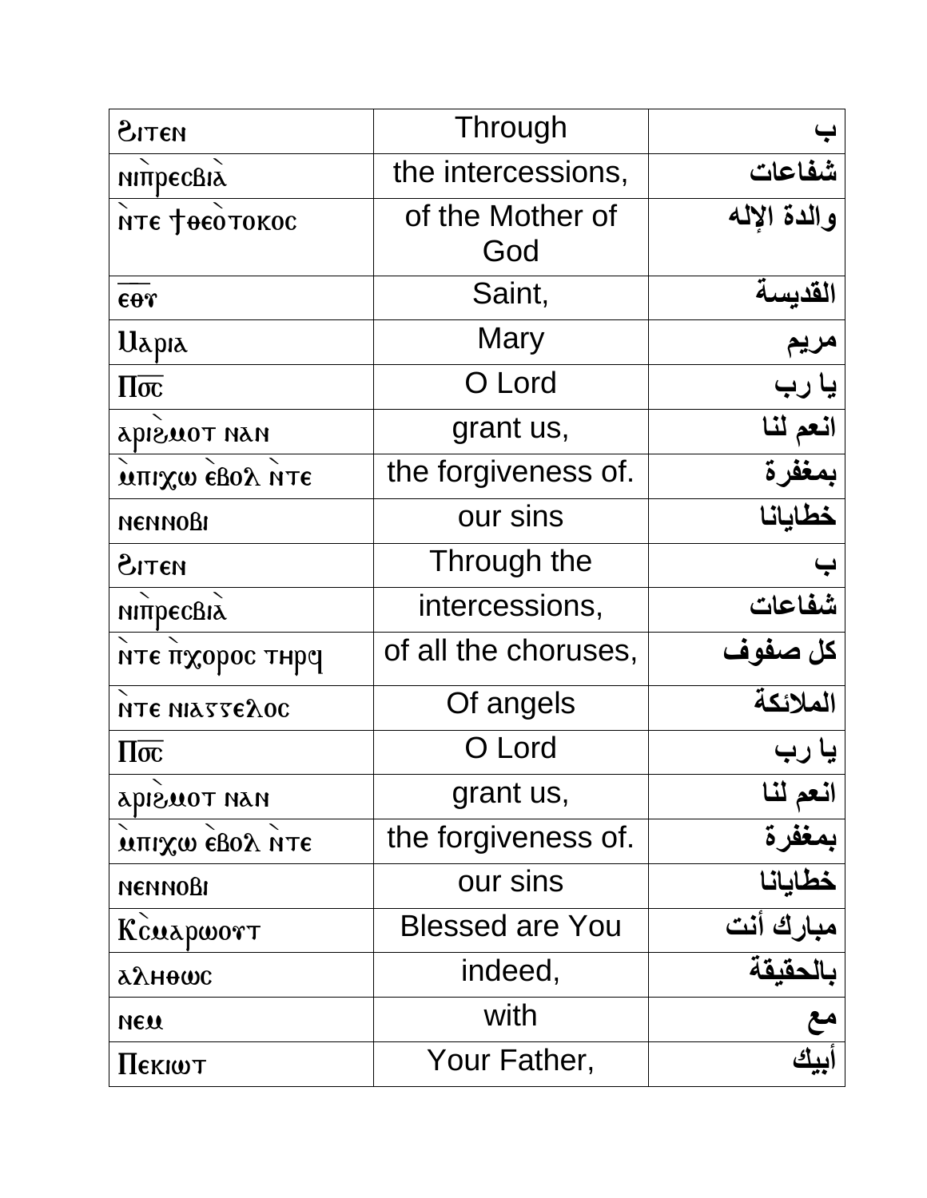| Ϩⲓⲧⲉⲛ | Through | ب |
|---|---|---|
| ⲛⲓⲡ̀ⲣⲉⲥⲃⲓⲁ̀ | the intercessions, | شفاعات |
| ⲛ̀ⲧⲉ ϯⲑⲉⲟ̀ⲧⲟⲕⲟⲥ | of the Mother of God | والدة الإله |
| ⲉ̅ⲑ̅ⲩ̅ | Saint, | القديسة |
| Ⲙⲁⲣⲓⲁ | Mary | مريم |
| Ⲡ̅ⲟ̅ⲥ̅ | O Lord | يا رب |
| ⲁⲣⲓϩ̀ⲙⲟⲧ ⲛⲁⲛ | grant us, | انعم لنا |
| ⲙ̀ⲡⲓⲭⲱ ⲉ̀ⲃⲟⲗ ⲛ̀ⲧⲉ | the forgiveness of. | بمغفرة |
| ⲛⲉⲛⲛⲟⲃⲓ | our sins | خطايانا |
| Ϩⲓⲧⲉⲛ | Through the | ب |
| ⲛⲓⲡ̀ⲣⲉⲥⲃⲓⲁ̀ | intercessions, | شفاعات |
| ⲛ̀ⲧⲉ ⲡ̀ⲭⲟⲣⲟⲥ ⲧⲏⲣϥ | of all the choruses, | كل صفوف |
| ⲛ̀ⲧⲉ ⲛⲓⲁⲅⲅⲉⲗⲟⲥ | Of angels | الملائكة |
| Ⲡ̅ⲟ̅ⲥ̅ | O Lord | يا رب |
| ⲁⲣⲓϩ̀ⲙⲟⲧ ⲛⲁⲛ | grant us, | انعم لنا |
| ⲙ̀ⲡⲓⲭⲱ ⲉ̀ⲃⲟⲗ ⲛ̀ⲧⲉ | the forgiveness of. | بمغفرة |
| ⲛⲉⲛⲛⲟⲃⲓ | our sins | خطايانا |
| Ⲕ̀ⲥⲙⲁⲣⲱⲟⲩⲧ | Blessed are You | مبارك أنت |
| ⲁⲗⲏⲑⲱⲥ | indeed, | بالحقيقة |
| ⲛⲉⲙ | with | مع |
| Ⲡⲉⲕⲓⲱⲧ | Your Father, | أبيك |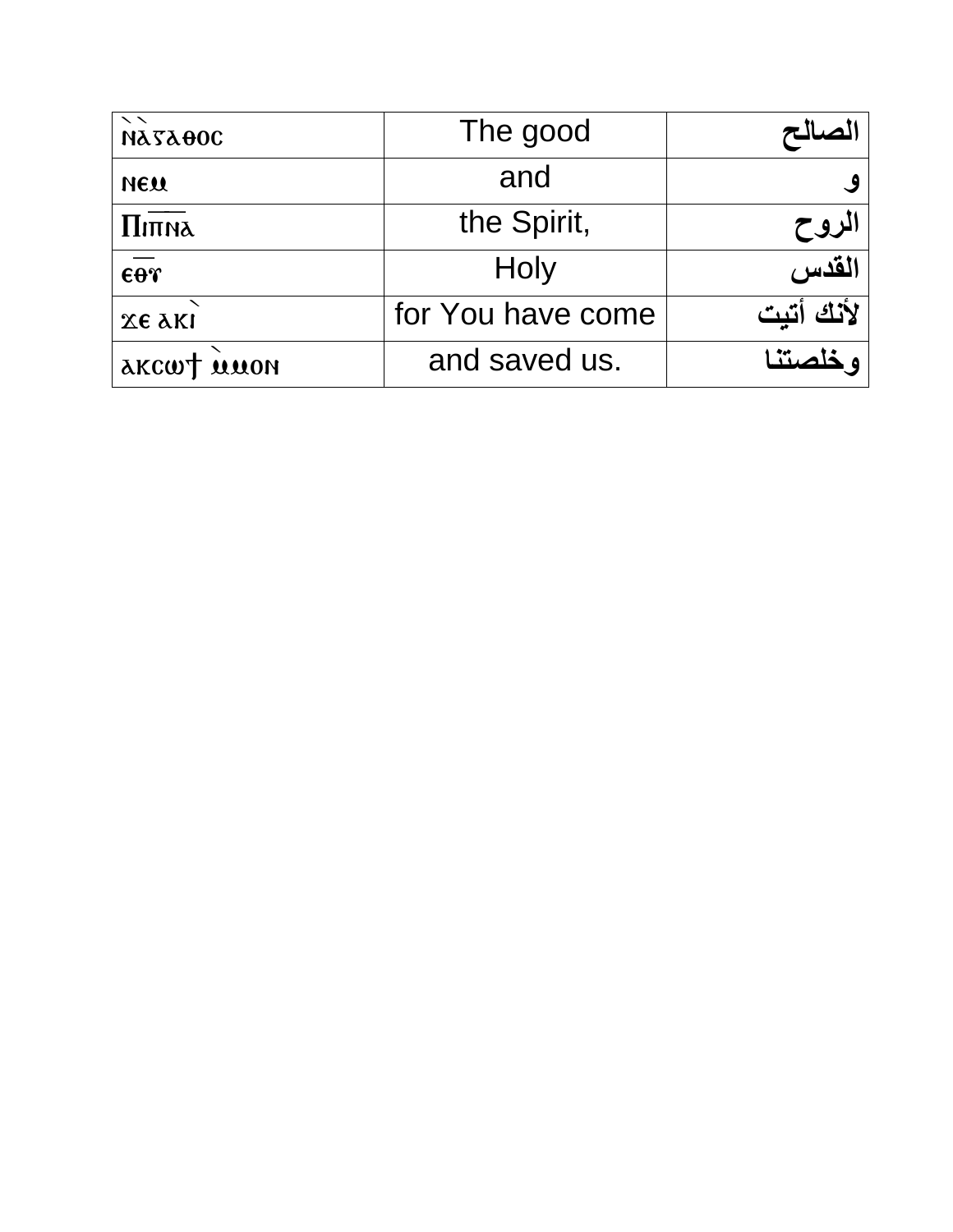| | | |
|---|---|---|
| ⲛ̀ⲁ̀ⲅⲁⲑⲟⲥ | The good | الصالح |
| ⲛⲉⲙ | and | و |
| Ⲡⲓⲡ̅ⲛ̅ⲁ̅ | the Spirit, | الروح |
| ⲉ̅ⲑ̅ⲩ̅ | Holy | القدس |
| ϫⲉ ⲁⲕⲓ̀ | for You have come | لأنك أتيت |
| ⲁⲕⲥⲱϯ ⲙ̀ⲙⲟⲛ | and saved us. | وخلصتنا |